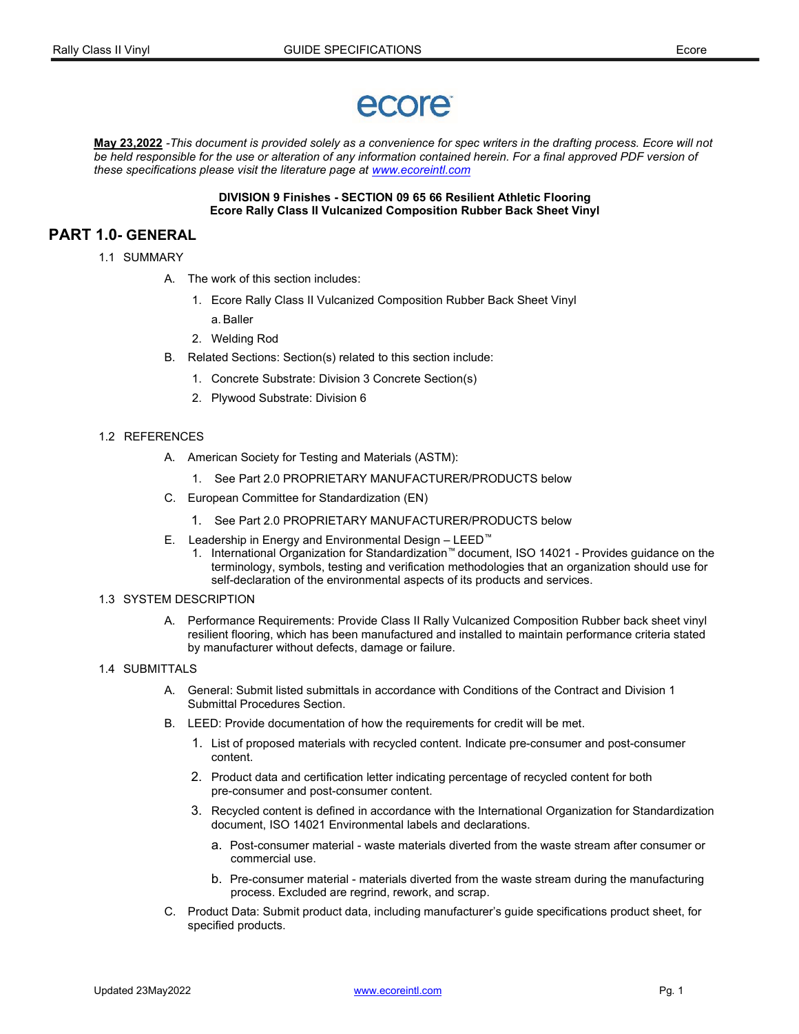ecore

**May 23,2022** *-This document is provided solely as a convenience for spec writers in the drafting process. Ecore will not be held responsible for the use or alteration of any information contained herein. For a final approved PDF version of these specifications please visit the literature page at [www.ecoreintl.com](www.ecoreintl.com)*

**DIVISION 9 Finishes - SECTION 09 65 66 Resilient Athletic Flooring**
**Ecore Rally Class II Vulcanized Composition Rubber Back Sheet Vinyl**

# PART 1.0- GENERAL

1.1 SUMMARY

A. The work of this section includes:

1. Ecore Rally Class II Vulcanized Composition Rubber Back Sheet Vinyl
   a. Baller
2. Welding Rod

B. Related Sections: Section(s) related to this section include:

1. Concrete Substrate: Division 3 Concrete Section(s)
2. Plywood Substrate: Division 6

1.2 REFERENCES

A. American Society for Testing and Materials (ASTM):

1. See Part 2.0 PROPRIETARY MANUFACTURER/PRODUCTS below

C. European Committee for Standardization (EN)

1. See Part 2.0 PROPRIETARY MANUFACTURER/PRODUCTS below

E. Leadership in Energy and Environmental Design – LEED™

1. International Organization for Standardization™ document, ISO 14021 - Provides guidance on the terminology, symbols, testing and verification methodologies that an organization should use for self-declaration of the environmental aspects of its products and services.

1.3 SYSTEM DESCRIPTION

A. Performance Requirements: Provide Class II Rally Vulcanized Composition Rubber back sheet vinyl resilient flooring, which has been manufactured and installed to maintain performance criteria stated by manufacturer without defects, damage or failure.

1.4 SUBMITTALS

A. General: Submit listed submittals in accordance with Conditions of the Contract and Division 1 Submittal Procedures Section.

B. LEED: Provide documentation of how the requirements for credit will be met.

1. List of proposed materials with recycled content. Indicate pre-consumer and post-consumer content.
2. Product data and certification letter indicating percentage of recycled content for both pre-consumer and post-consumer content.
3. Recycled content is defined in accordance with the International Organization for Standardization document, ISO 14021 Environmental labels and declarations.
   a. Post-consumer material - waste materials diverted from the waste stream after consumer or commercial use.
   b. Pre-consumer material - materials diverted from the waste stream during the manufacturing process. Excluded are regrind, rework, and scrap.

C. Product Data: Submit product data, including manufacturer's guide specifications product sheet, for specified products.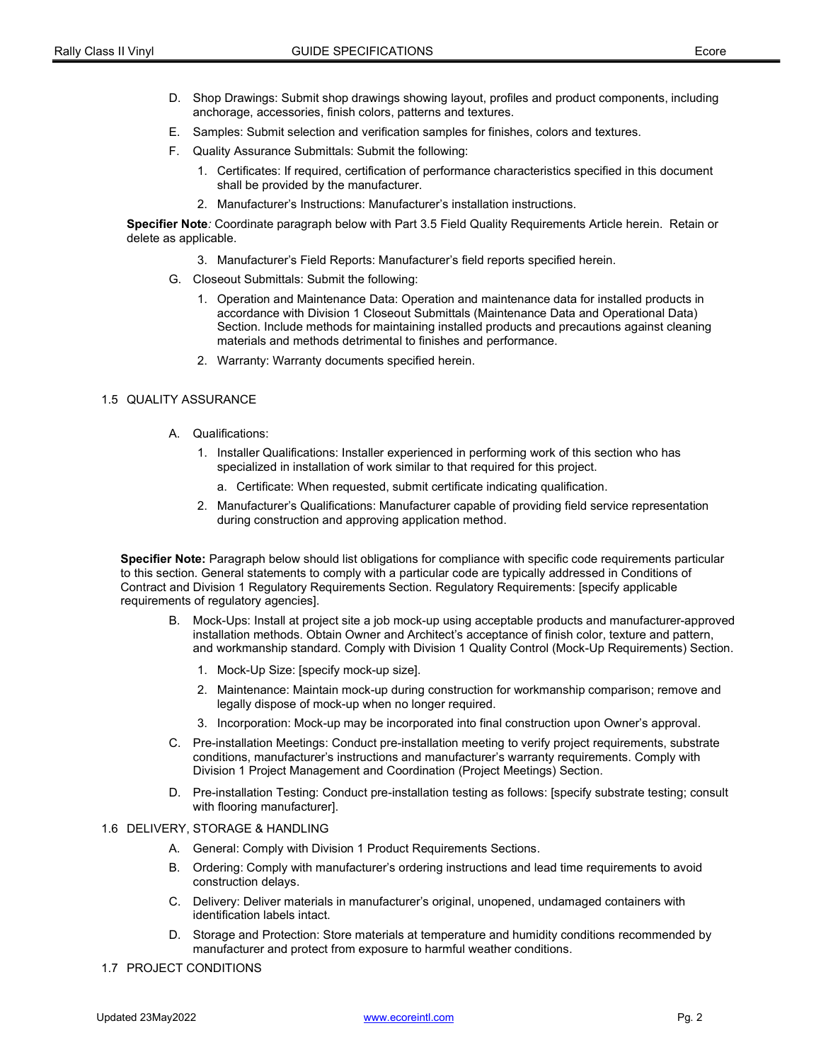D. Shop Drawings: Submit shop drawings showing layout, profiles and product components, including anchorage, accessories, finish colors, patterns and textures.

E. Samples: Submit selection and verification samples for finishes, colors and textures.

F. Quality Assurance Submittals: Submit the following:

1. Certificates: If required, certification of performance characteristics specified in this document shall be provided by the manufacturer.
2. Manufacturer's Instructions: Manufacturer's installation instructions.

**Specifier Note***:* Coordinate paragraph below with Part 3.5 Field Quality Requirements Article herein. Retain or delete as applicable.

3. Manufacturer's Field Reports: Manufacturer's field reports specified herein.

G. Closeout Submittals: Submit the following:

1. Operation and Maintenance Data: Operation and maintenance data for installed products in accordance with Division 1 Closeout Submittals (Maintenance Data and Operational Data) Section. Include methods for maintaining installed products and precautions against cleaning materials and methods detrimental to finishes and performance.
2. Warranty: Warranty documents specified herein.

## 1.5 QUALITY ASSURANCE

A. Qualifications:

1. Installer Qualifications: Installer experienced in performing work of this section who has specialized in installation of work similar to that required for this project.
   a. Certificate: When requested, submit certificate indicating qualification.
2. Manufacturer's Qualifications: Manufacturer capable of providing field service representation during construction and approving application method.

**Specifier Note:** Paragraph below should list obligations for compliance with specific code requirements particular to this section. General statements to comply with a particular code are typically addressed in Conditions of Contract and Division 1 Regulatory Requirements Section. Regulatory Requirements: [specify applicable requirements of regulatory agencies].

B. Mock-Ups: Install at project site a job mock-up using acceptable products and manufacturer-approved installation methods. Obtain Owner and Architect's acceptance of finish color, texture and pattern, and workmanship standard. Comply with Division 1 Quality Control (Mock-Up Requirements) Section.

1. Mock-Up Size: [specify mock-up size].
2. Maintenance: Maintain mock-up during construction for workmanship comparison; remove and legally dispose of mock-up when no longer required.
3. Incorporation: Mock-up may be incorporated into final construction upon Owner's approval.

C. Pre-installation Meetings: Conduct pre-installation meeting to verify project requirements, substrate conditions, manufacturer's instructions and manufacturer's warranty requirements. Comply with Division 1 Project Management and Coordination (Project Meetings) Section.

D. Pre-installation Testing: Conduct pre-installation testing as follows: [specify substrate testing; consult with flooring manufacturer].

## 1.6 DELIVERY, STORAGE & HANDLING

A. General: Comply with Division 1 Product Requirements Sections.

B. Ordering: Comply with manufacturer's ordering instructions and lead time requirements to avoid construction delays.

C. Delivery: Deliver materials in manufacturer's original, unopened, undamaged containers with identification labels intact.

D. Storage and Protection: Store materials at temperature and humidity conditions recommended by manufacturer and protect from exposure to harmful weather conditions.

## 1.7 PROJECT CONDITIONS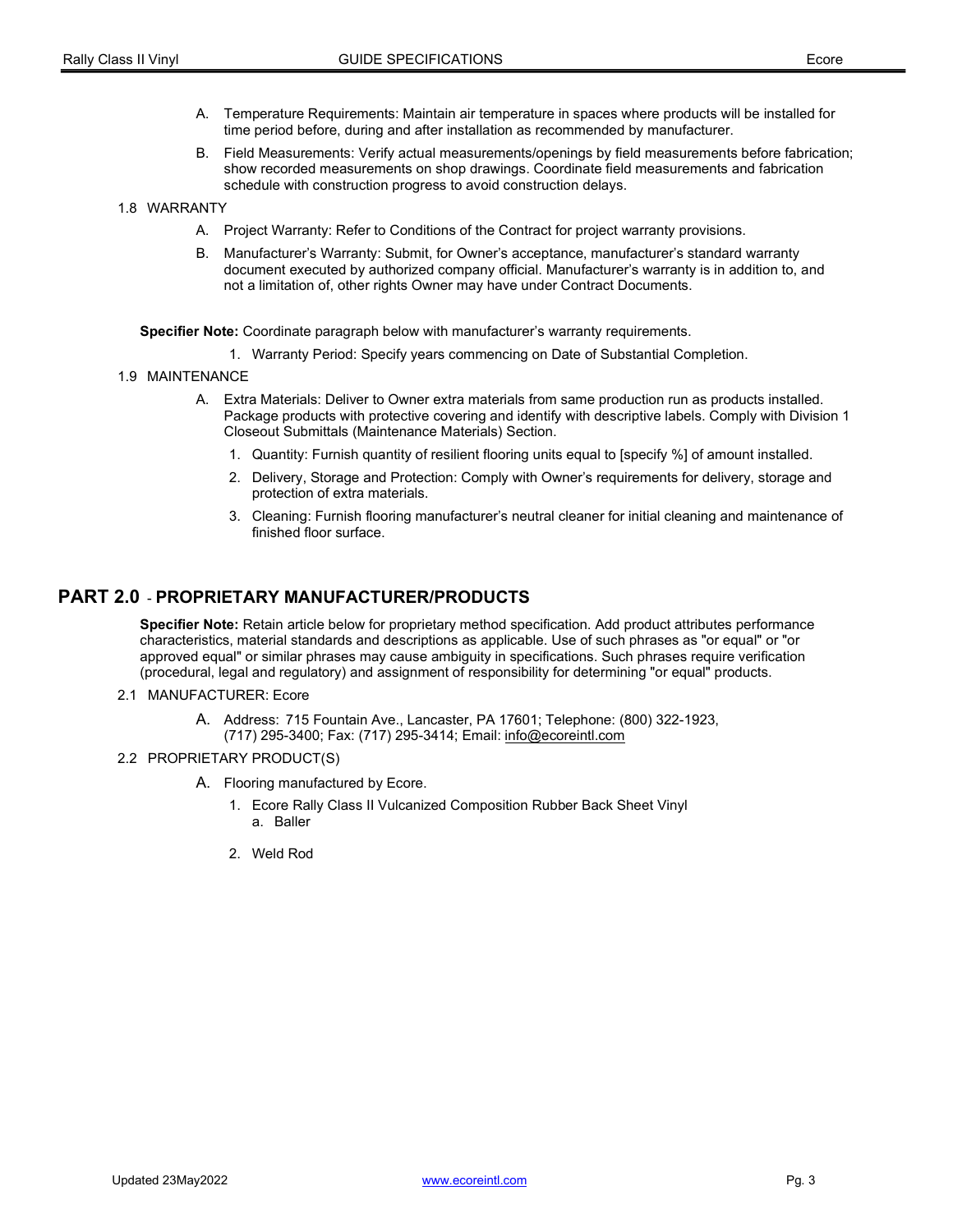A. Temperature Requirements: Maintain air temperature in spaces where products will be installed for time period before, during and after installation as recommended by manufacturer.

B. Field Measurements: Verify actual measurements/openings by field measurements before fabrication; show recorded measurements on shop drawings. Coordinate field measurements and fabrication schedule with construction progress to avoid construction delays.

1.8 WARRANTY

A. Project Warranty: Refer to Conditions of the Contract for project warranty provisions.

B. Manufacturer's Warranty: Submit, for Owner's acceptance, manufacturer's standard warranty document executed by authorized company official. Manufacturer's warranty is in addition to, and not a limitation of, other rights Owner may have under Contract Documents.

**Specifier Note:** Coordinate paragraph below with manufacturer's warranty requirements.

1. Warranty Period: Specify years commencing on Date of Substantial Completion.

1.9 MAINTENANCE

A. Extra Materials: Deliver to Owner extra materials from same production run as products installed. Package products with protective covering and identify with descriptive labels. Comply with Division 1 Closeout Submittals (Maintenance Materials) Section.

1. Quantity: Furnish quantity of resilient flooring units equal to [specify %] of amount installed.
2. Delivery, Storage and Protection: Comply with Owner's requirements for delivery, storage and protection of extra materials.
3. Cleaning: Furnish flooring manufacturer's neutral cleaner for initial cleaning and maintenance of finished floor surface.

## PART 2.0 - PROPRIETARY MANUFACTURER/PRODUCTS

**Specifier Note:** Retain article below for proprietary method specification. Add product attributes performance characteristics, material standards and descriptions as applicable. Use of such phrases as "or equal" or "or approved equal" or similar phrases may cause ambiguity in specifications. Such phrases require verification (procedural, legal and regulatory) and assignment of responsibility for determining "or equal" products.

2.1 MANUFACTURER: Ecore

A. Address: 715 Fountain Ave., Lancaster, PA 17601; Telephone: (800) 322-1923, (717) 295-3400; Fax: (717) 295-3414; Email: info@ecoreintl.com

2.2 PROPRIETARY PRODUCT(S)

A. Flooring manufactured by Ecore.

1. Ecore Rally Class II Vulcanized Composition Rubber Back Sheet Vinyl
   a. Baller
2. Weld Rod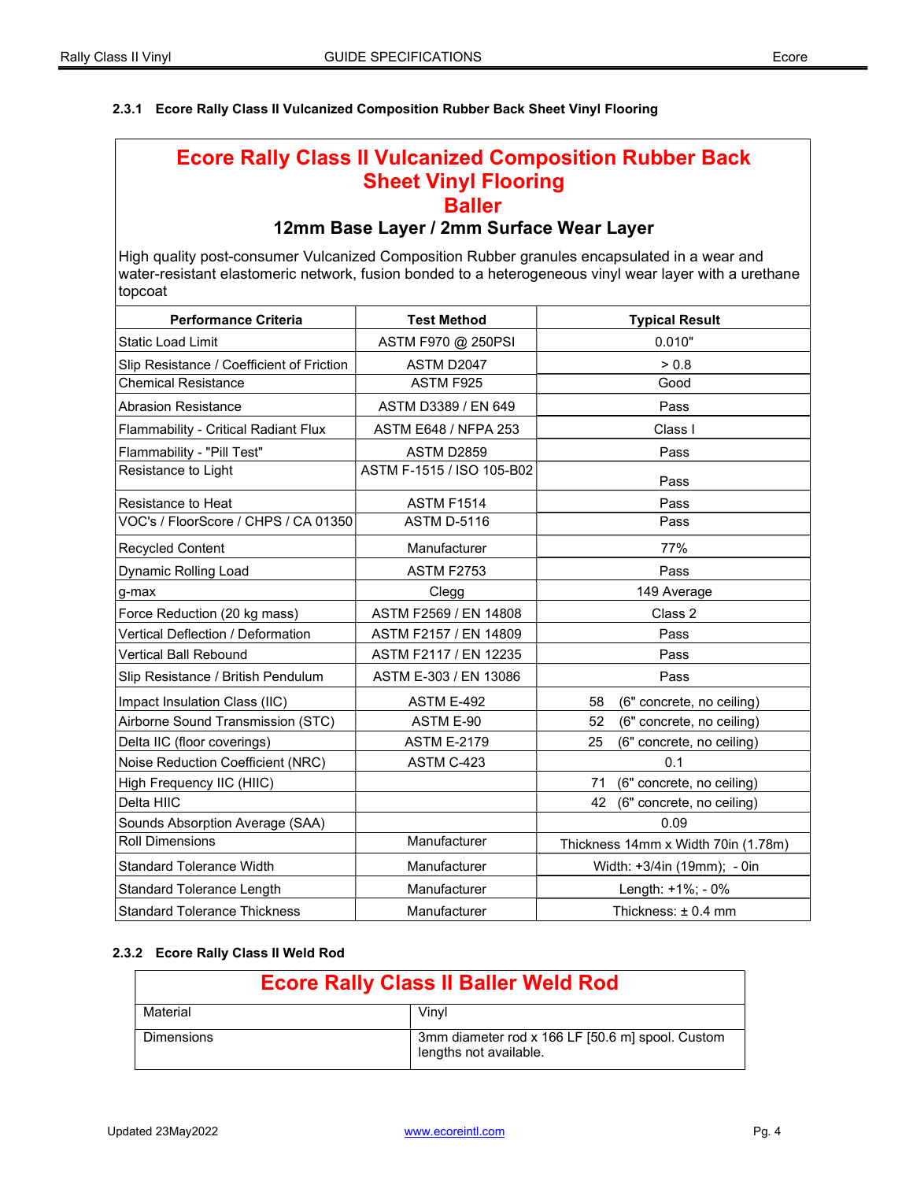### 2.3.1 Ecore Rally Class II Vulcanized Composition Rubber Back Sheet Vinyl Flooring

**Ecore Rally Class II Vulcanized Composition Rubber Back Sheet Vinyl Flooring**

**Baller**

**12mm Base Layer / 2mm Surface Wear Layer**

High quality post-consumer Vulcanized Composition Rubber granules encapsulated in a wear and water-resistant elastomeric network, fusion bonded to a heterogeneous vinyl wear layer with a urethane topcoat

| Performance Criteria | Test Method | Typical Result |
|---|---|---|
| Static Load Limit | ASTM F970 @ 250PSI | 0.010" |
| Slip Resistance / Coefficient of Friction | ASTM D2047 | > 0.8 |
| Chemical Resistance | ASTM F925 | Good |
| Abrasion Resistance | ASTM D3389 / EN 649 | Pass |
| Flammability - Critical Radiant Flux | ASTM E648 / NFPA 253 | Class I |
| Flammability - "Pill Test" | ASTM D2859 | Pass |
| Resistance to Light | ASTM F-1515 / ISO 105-B02 | Pass |
| Resistance to Heat | ASTM F1514 | Pass |
| VOC's / FloorScore / CHPS / CA 01350 | ASTM D-5116 | Pass |
| Recycled Content | Manufacturer | 77% |
| Dynamic Rolling Load | ASTM F2753 | Pass |
| g-max | Clegg | 149 Average |
| Force Reduction (20 kg mass) | ASTM F2569 / EN 14808 | Class 2 |
| Vertical Deflection / Deformation | ASTM F2157 / EN 14809 | Pass |
| Vertical Ball Rebound | ASTM F2117 / EN 12235 | Pass |
| Slip Resistance / British Pendulum | ASTM E-303 / EN 13086 | Pass |
| Impact Insulation Class (IIC) | ASTM E-492 | 58 (6" concrete, no ceiling) |
| Airborne Sound Transmission (STC) | ASTM E-90 | 52 (6" concrete, no ceiling) |
| Delta IIC (floor coverings) | ASTM E-2179 | 25 (6" concrete, no ceiling) |
| Noise Reduction Coefficient (NRC) | ASTM C-423 | 0.1 |
| High Frequency IIC (HIIC) | | 71 (6" concrete, no ceiling) |
| Delta HIIC | | 42 (6" concrete, no ceiling) |
| Sounds Absorption Average (SAA) | | 0.09 |
| Roll Dimensions | Manufacturer | Thickness 14mm x Width 70in (1.78m) |
| Standard Tolerance Width | Manufacturer | Width: +3/4in (19mm); - 0in |
| Standard Tolerance Length | Manufacturer | Length: +1%; - 0% |
| Standard Tolerance Thickness | Manufacturer | Thickness: ± 0.4 mm |

### 2.3.2 Ecore Rally Class II Weld Rod

**Ecore Rally Class II Baller Weld Rod**

| | |
|---|---|
| Material | Vinyl |
| Dimensions | 3mm diameter rod x 166 LF [50.6 m] spool. Custom lengths not available. |

Updated 23May2022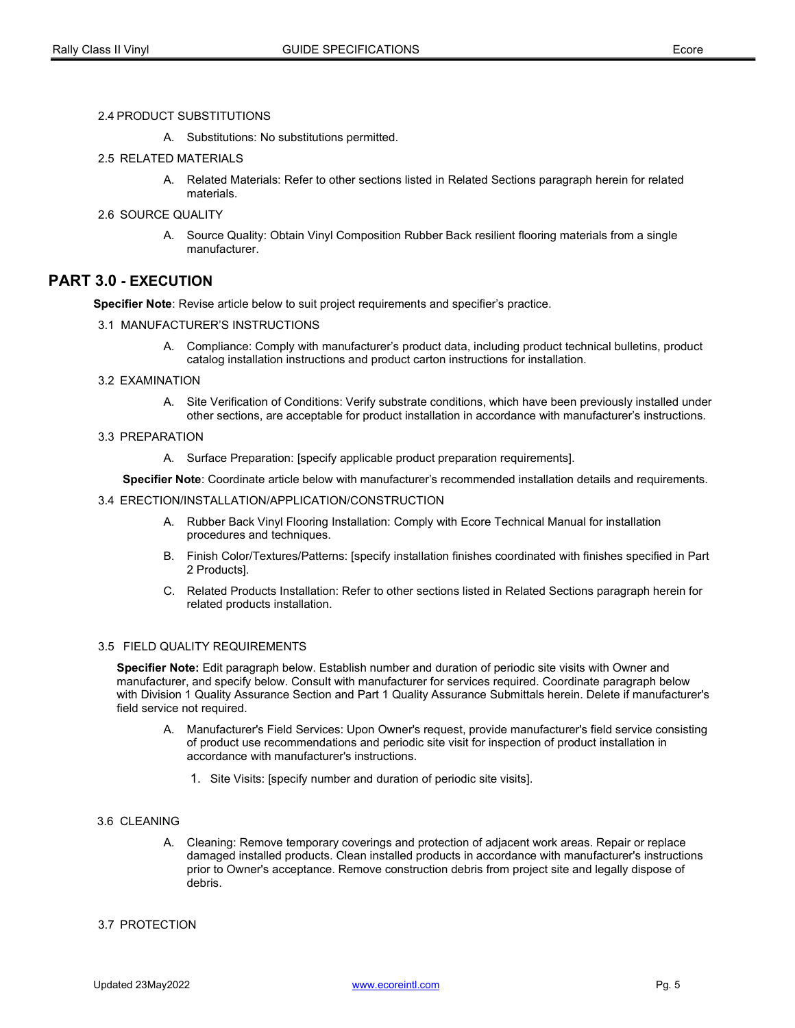### 2.4 PRODUCT SUBSTITUTIONS

A. Substitutions: No substitutions permitted.

### 2.5 RELATED MATERIALS

A. Related Materials: Refer to other sections listed in Related Sections paragraph herein for related materials.

### 2.6 SOURCE QUALITY

A. Source Quality: Obtain Vinyl Composition Rubber Back resilient flooring materials from a single manufacturer.

## PART 3.0 - EXECUTION

**Specifier Note**: Revise article below to suit project requirements and specifier's practice.

### 3.1 MANUFACTURER'S INSTRUCTIONS

A. Compliance: Comply with manufacturer's product data, including product technical bulletins, product catalog installation instructions and product carton instructions for installation.

### 3.2 EXAMINATION

A. Site Verification of Conditions: Verify substrate conditions, which have been previously installed under other sections, are acceptable for product installation in accordance with manufacturer's instructions.

### 3.3 PREPARATION

A. Surface Preparation: [specify applicable product preparation requirements].

**Specifier Note**: Coordinate article below with manufacturer's recommended installation details and requirements.

### 3.4 ERECTION/INSTALLATION/APPLICATION/CONSTRUCTION

A. Rubber Back Vinyl Flooring Installation: Comply with Ecore Technical Manual for installation procedures and techniques.

B. Finish Color/Textures/Patterns: [specify installation finishes coordinated with finishes specified in Part 2 Products].

C. Related Products Installation: Refer to other sections listed in Related Sections paragraph herein for related products installation.

### 3.5 FIELD QUALITY REQUIREMENTS

**Specifier Note:** Edit paragraph below. Establish number and duration of periodic site visits with Owner and manufacturer, and specify below. Consult with manufacturer for services required. Coordinate paragraph below with Division 1 Quality Assurance Section and Part 1 Quality Assurance Submittals herein. Delete if manufacturer's field service not required.

A. Manufacturer's Field Services: Upon Owner's request, provide manufacturer's field service consisting of product use recommendations and periodic site visit for inspection of product installation in accordance with manufacturer's instructions.

1. Site Visits: [specify number and duration of periodic site visits].

### 3.6 CLEANING

A. Cleaning: Remove temporary coverings and protection of adjacent work areas. Repair or replace damaged installed products. Clean installed products in accordance with manufacturer's instructions prior to Owner's acceptance. Remove construction debris from project site and legally dispose of debris.

### 3.7 PROTECTION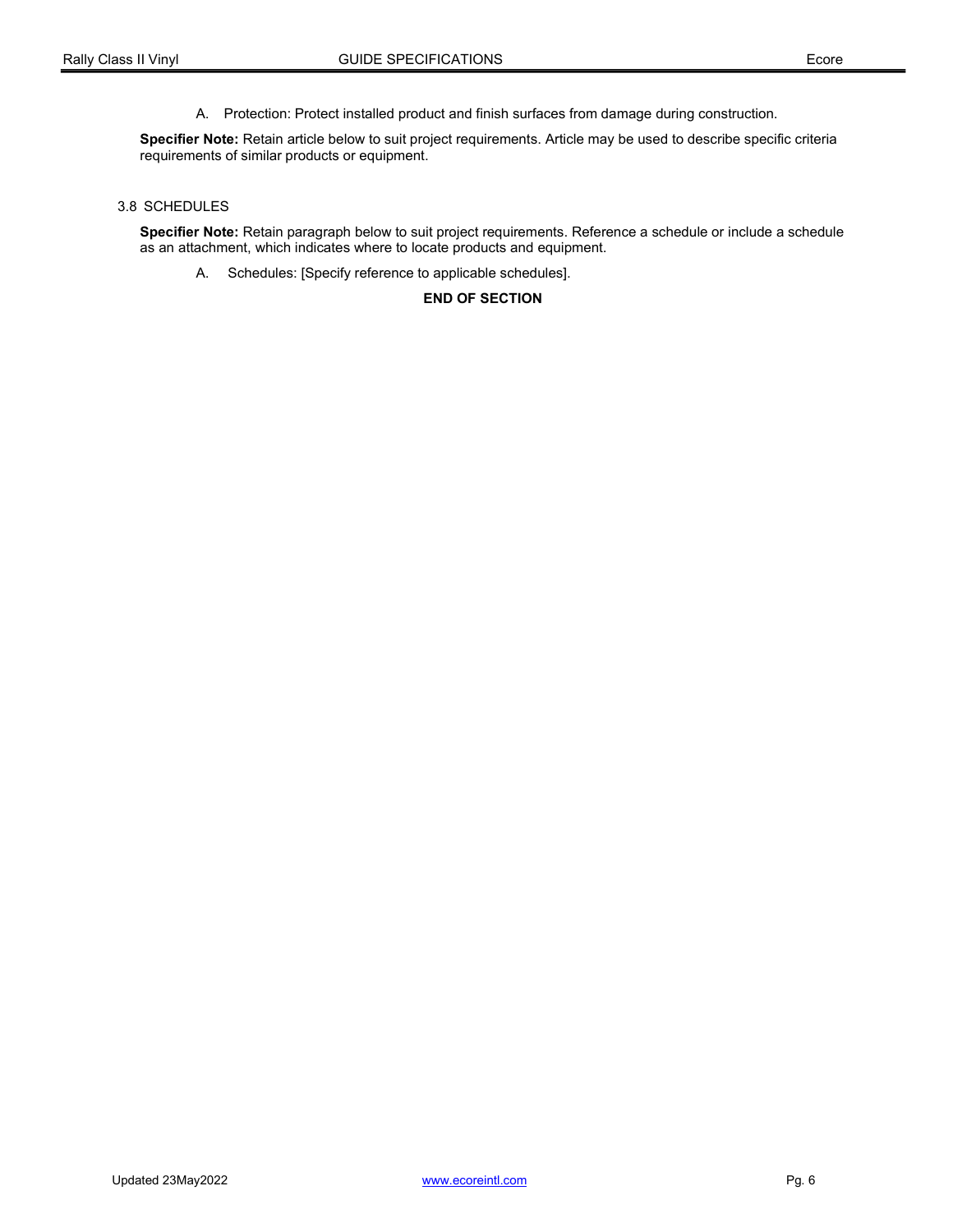A. Protection: Protect installed product and finish surfaces from damage during construction.

**Specifier Note:** Retain article below to suit project requirements. Article may be used to describe specific criteria requirements of similar products or equipment.

## 3.8 SCHEDULES

**Specifier Note:** Retain paragraph below to suit project requirements. Reference a schedule or include a schedule as an attachment, which indicates where to locate products and equipment.

A. Schedules: [Specify reference to applicable schedules].

**END OF SECTION**